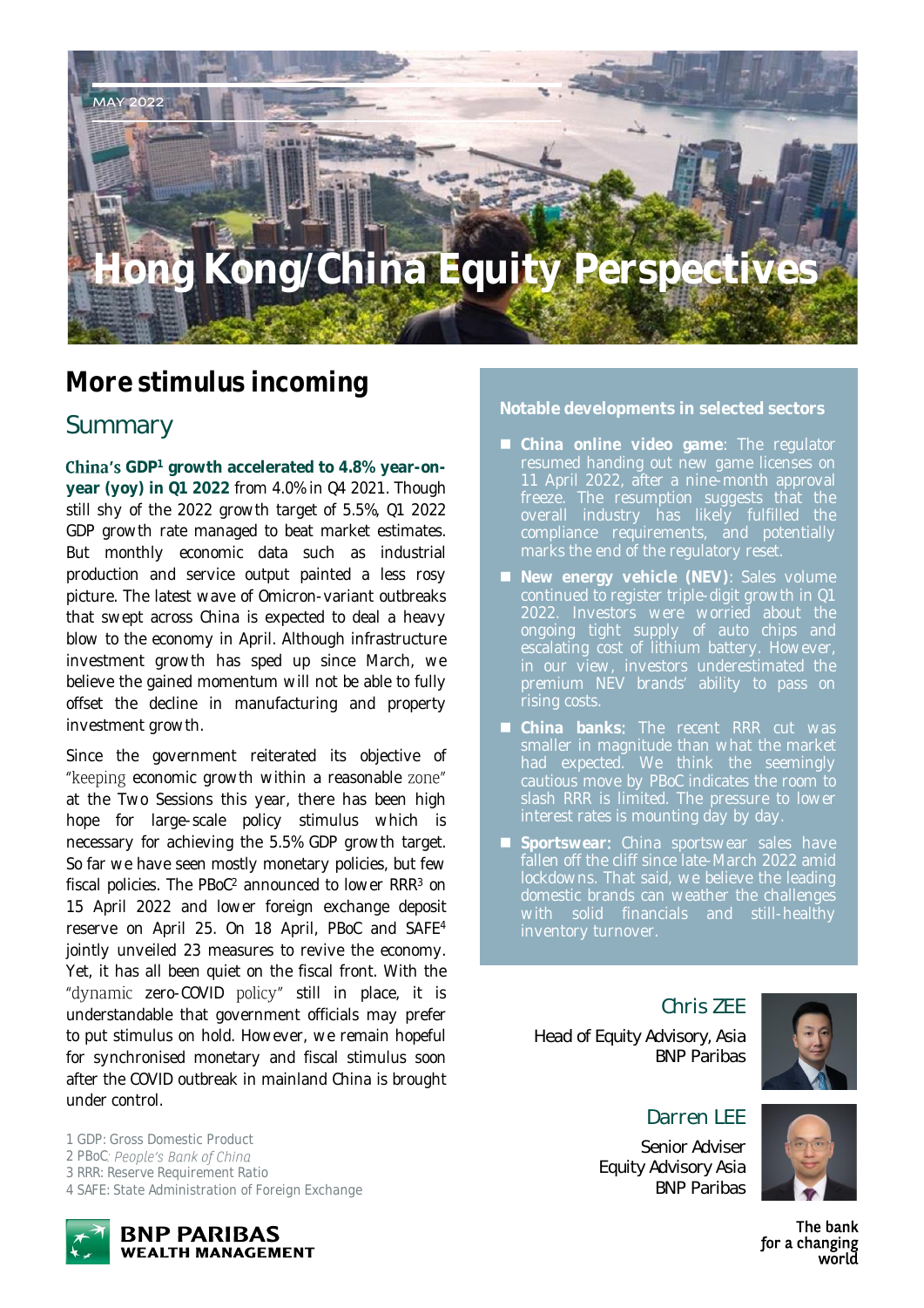MAY 2022

# Hong Kong/China Equity Perspectives

## More stimulus incoming

### Summary

**China's GDP[1] growth accelerated to 4.8% year-on-year (yoy) in Q1 2022** from 4.0% in Q4 2021. Though still shy of the 2022 growth target of 5.5%, Q1 2022 GDP growth rate managed to beat market estimates. But monthly economic data such as industrial production and service output painted a less rosy picture. The latest wave of Omicron-variant outbreaks that swept across China is expected to deal a heavy blow to the economy in April. Although infrastructure investment growth has sped up since March, we believe the gained momentum will not be able to fully offset the decline in manufacturing and property investment growth.

Since the government reiterated its objective of "keeping economic growth within a reasonable zone" at the Two Sessions this year, there has been high hope for large-scale policy stimulus which is necessary for achieving the 5.5% GDP growth target. So far we have seen mostly monetary policies, but few fiscal policies. The PBoC[2] announced to lower RRR[3] on 15 April 2022 and lower foreign exchange deposit reserve on April 25. On 18 April, PBoC and SAFE[4] jointly unveiled 23 measures to revive the economy. Yet, it has all been quiet on the fiscal front. With the "dynamic zero-COVID policy" still in place, it is understandable that government officials may prefer to put stimulus on hold. However, we remain hopeful for synchronised monetary and fiscal stimulus soon after the COVID outbreak in mainland China is brought under control.

1 GDP: Gross Domestic Product
2 PBoC: *People's Bank of China*
3 RRR: Reserve Requirement Ratio
4 SAFE: State Administration of Foreign Exchange

**Notable developments in selected sectors**

- **China online video game**: The regulator resumed handing out new game licenses on 11 April 2022, after a nine-month approval freeze. The resumption suggests that the overall industry has likely fulfilled the compliance requirements, and potentially marks the end of the regulatory reset.
- **New energy vehicle (NEV)**: Sales volume continued to register triple-digit growth in Q1 2022. Investors were worried about the ongoing tight supply of auto chips and escalating cost of lithium battery. However, in our view, investors underestimated the premium NEV brands' ability to pass on rising costs.
- **China banks**: The recent RRR cut was smaller in magnitude than what the market had expected. We think the seemingly cautious move by PBoC indicates the room to slash RRR is limited. The pressure to lower interest rates is mounting day by day.
- **Sportswear:** China sportswear sales have fallen off the cliff since late-March 2022 amid lockdowns. That said, we believe the leading domestic brands can weather the challenges with solid financials and still-healthy inventory turnover.

Chris ZEE
Head of Equity Advisory, Asia
BNP Paribas

Darren LEE
Senior Adviser
Equity Advisory Asia
BNP Paribas

BNP PARIBAS WEALTH MANAGEMENT

The bank for a changing world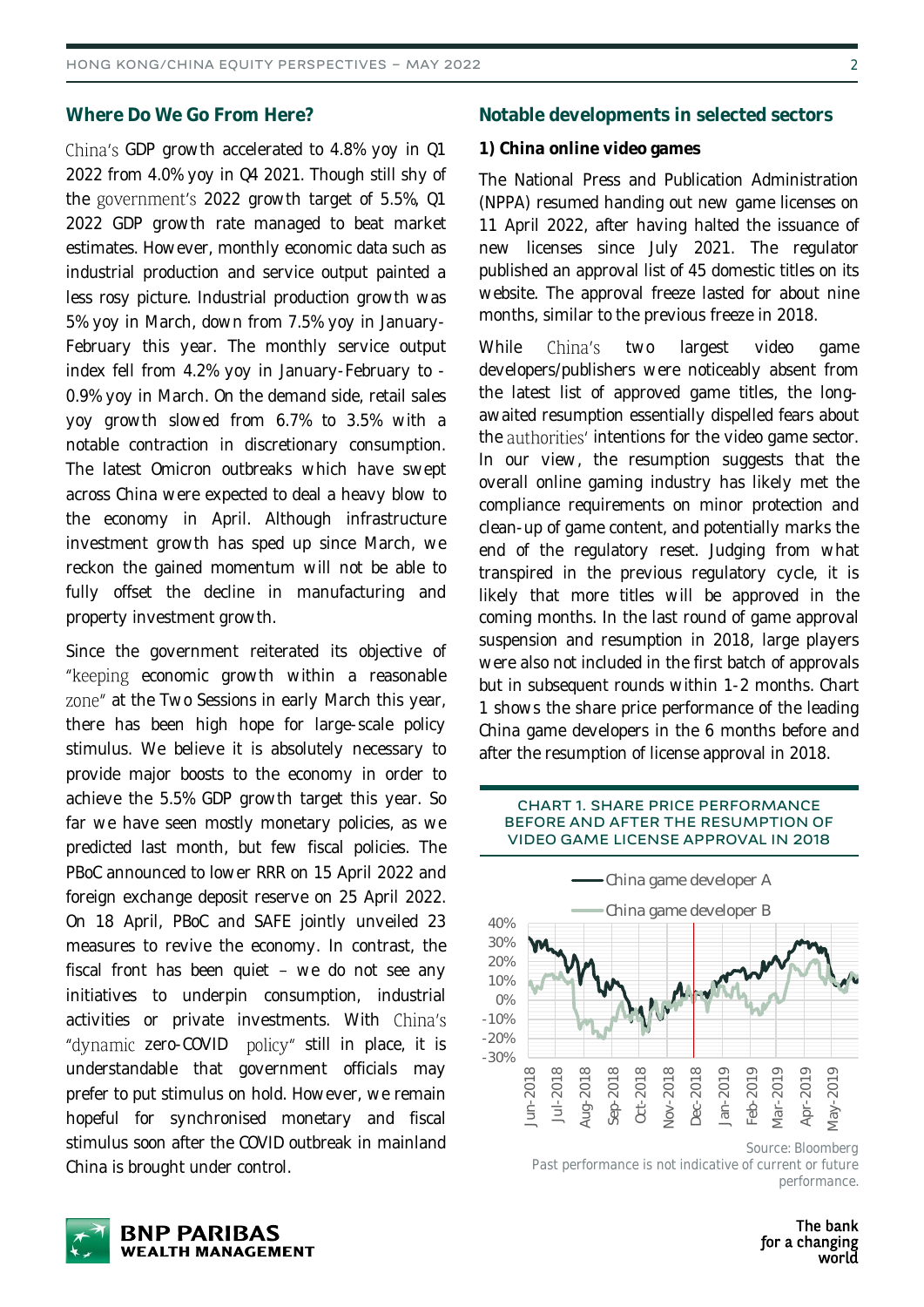## Where Do We Go From Here?

China's GDP growth accelerated to 4.8% yoy in Q1 2022 from 4.0% yoy in Q4 2021. Though still shy of the government's 2022 growth target of 5.5%, Q1 2022 GDP growth rate managed to beat market estimates. However, monthly economic data such as industrial production and service output painted a less rosy picture. Industrial production growth was 5% yoy in March, down from 7.5% yoy in January-February this year. The monthly service output index fell from 4.2% yoy in January-February to -0.9% yoy in March. On the demand side, retail sales yoy growth slowed from 6.7% to 3.5% with a notable contraction in discretionary consumption. The latest Omicron outbreaks which have swept across China were expected to deal a heavy blow to the economy in April. Although infrastructure investment growth has sped up since March, we reckon the gained momentum will not be able to fully offset the decline in manufacturing and property investment growth.

Since the government reiterated its objective of "keeping economic growth within a reasonable zone" at the Two Sessions in early March this year, there has been high hope for large-scale policy stimulus. We believe it is absolutely necessary to provide major boosts to the economy in order to achieve the 5.5% GDP growth target this year. So far we have seen mostly monetary policies, as we predicted last month, but few fiscal policies. The PBoC announced to lower RRR on 15 April 2022 and foreign exchange deposit reserve on 25 April 2022. On 18 April, PBoC and SAFE jointly unveiled 23 measures to revive the economy. In contrast, the fiscal front has been quiet – we do not see any initiatives to underpin consumption, industrial activities or private investments. With China's "dynamic zero-COVID policy" still in place, it is understandable that government officials may prefer to put stimulus on hold. However, we remain hopeful for synchronised monetary and fiscal stimulus soon after the COVID outbreak in mainland China is brought under control.

## Notable developments in selected sectors

**1) China online video games**

The National Press and Publication Administration (NPPA) resumed handing out new game licenses on 11 April 2022, after having halted the issuance of new licenses since July 2021. The regulator published an approval list of 45 domestic titles on its website. The approval freeze lasted for about nine months, similar to the previous freeze in 2018.

While China's two largest video game developers/publishers were noticeably absent from the latest list of approved game titles, the long-awaited resumption essentially dispelled fears about the authorities' intentions for the video game sector. In our view, the resumption suggests that the overall online gaming industry has likely met the compliance requirements on minor protection and clean-up of game content, and potentially marks the end of the regulatory reset. Judging from what transpired in the previous regulatory cycle, it is likely that more titles will be approved in the coming months. In the last round of game approval suspension and resumption in 2018, large players were also not included in the first batch of approvals but in subsequent rounds within 1-2 months. Chart 1 shows the share price performance of the leading China game developers in the 6 months before and after the resumption of license approval in 2018.

**CHART 1. SHARE PRICE PERFORMANCE BEFORE AND AFTER THE RESUMPTION OF VIDEO GAME LICENSE APPROVAL IN 2018**

Legend: China game developer A; China game developer B

Y-axis: -30% to 40%. X-axis: Jun-2018 to May-2019.

Source: Bloomberg
Past performance is not indicative of current or future performance.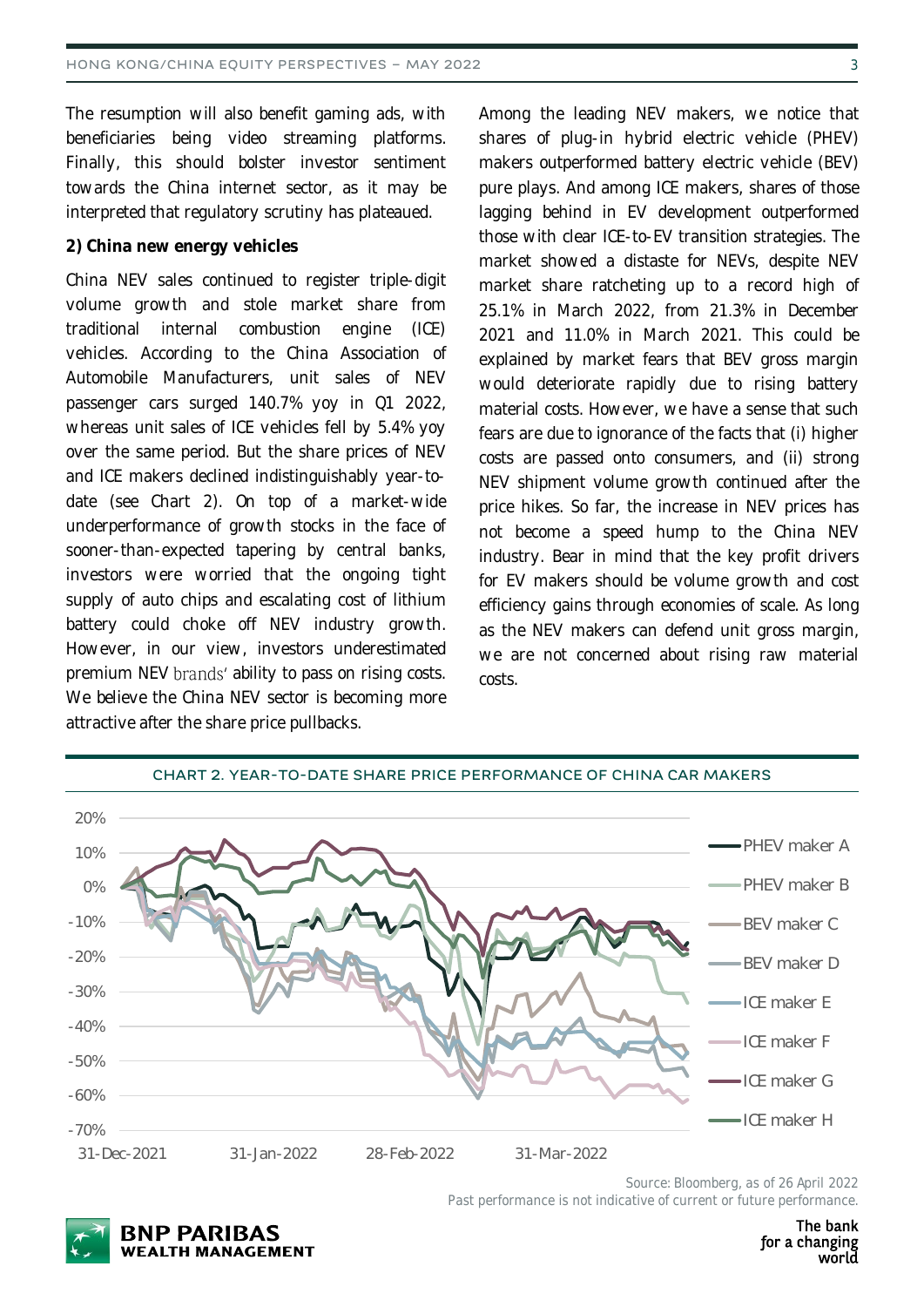The resumption will also benefit gaming ads, with beneficiaries being video streaming platforms. Finally, this should bolster investor sentiment towards the China internet sector, as it may be interpreted that regulatory scrutiny has plateaued.

**2) China new energy vehicles**

China NEV sales continued to register triple-digit volume growth and stole market share from traditional internal combustion engine (ICE) vehicles. According to the China Association of Automobile Manufacturers, unit sales of NEV passenger cars surged 140.7% yoy in Q1 2022, whereas unit sales of ICE vehicles fell by 5.4% yoy over the same period. But the share prices of NEV and ICE makers declined indistinguishably year-to-date (see Chart 2). On top of a market-wide underperformance of growth stocks in the face of sooner-than-expected tapering by central banks, investors were worried that the ongoing tight supply of auto chips and escalating cost of lithium battery could choke off NEV industry growth. However, in our view, investors underestimated premium NEV brands' ability to pass on rising costs. We believe the China NEV sector is becoming more attractive after the share price pullbacks.

Among the leading NEV makers, we notice that shares of plug-in hybrid electric vehicle (PHEV) makers outperformed battery electric vehicle (BEV) pure plays. And among ICE makers, shares of those lagging behind in EV development outperformed those with clear ICE-to-EV transition strategies. The market showed a distaste for NEVs, despite NEV market share ratcheting up to a record high of 25.1% in March 2022, from 21.3% in December 2021 and 11.0% in March 2021. This could be explained by market fears that BEV gross margin would deteriorate rapidly due to rising battery material costs. However, we have a sense that such fears are due to ignorance of the facts that (i) higher costs are passed onto consumers, and (ii) strong NEV shipment volume growth continued after the price hikes. So far, the increase in NEV prices has not become a speed hump to the China NEV industry. Bear in mind that the key profit drivers for EV makers should be volume growth and cost efficiency gains through economies of scale. As long as the NEV makers can defend unit gross margin, we are not concerned about rising raw material costs.

**CHART 2. YEAR-TO-DATE SHARE PRICE PERFORMANCE OF CHINA CAR MAKERS**

Source: Bloomberg, as of 26 April 2022
Past performance is not indicative of current or future performance.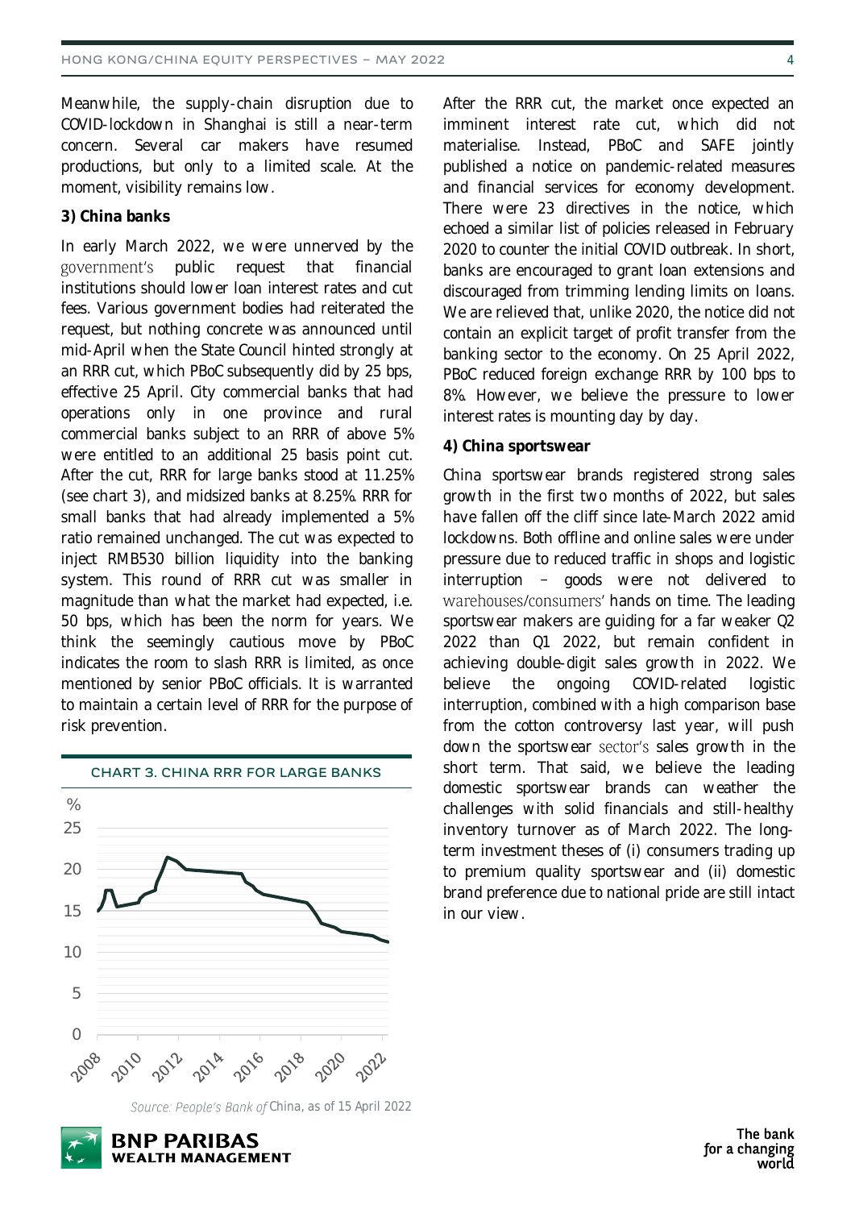Meanwhile, the supply-chain disruption due to COVID-lockdown in Shanghai is still a near-term concern. Several car makers have resumed productions, but only to a limited scale. At the moment, visibility remains low.

**3) China banks**

In early March 2022, we were unnerved by the government's public request that financial institutions should lower loan interest rates and cut fees. Various government bodies had reiterated the request, but nothing concrete was announced until mid-April when the State Council hinted strongly at an RRR cut, which PBoC subsequently did by 25 bps, effective 25 April. City commercial banks that had operations only in one province and rural commercial banks subject to an RRR of above 5% were entitled to an additional 25 basis point cut. After the cut, RRR for large banks stood at 11.25% (see chart 3), and midsized banks at 8.25%. RRR for small banks that had already implemented a 5% ratio remained unchanged. The cut was expected to inject RMB530 billion liquidity into the banking system. This round of RRR cut was smaller in magnitude than what the market had expected, i.e. 50 bps, which has been the norm for years. We think the seemingly cautious move by PBoC indicates the room to slash RRR is limited, as once mentioned by senior PBoC officials. It is warranted to maintain a certain level of RRR for the purpose of risk prevention.

CHART 3. CHINA RRR FOR LARGE BANKS

Source: People's Bank of China, as of 15 April 2022

After the RRR cut, the market once expected an imminent interest rate cut, which did not materialise. Instead, PBoC and SAFE jointly published a notice on pandemic-related measures and financial services for economy development. There were 23 directives in the notice, which echoed a similar list of policies released in February 2020 to counter the initial COVID outbreak. In short, banks are encouraged to grant loan extensions and discouraged from trimming lending limits on loans. We are relieved that, unlike 2020, the notice did not contain an explicit target of profit transfer from the banking sector to the economy. On 25 April 2022, PBoC reduced foreign exchange RRR by 100 bps to 8%. However, we believe the pressure to lower interest rates is mounting day by day.

**4) China sportswear**

China sportswear brands registered strong sales growth in the first two months of 2022, but sales have fallen off the cliff since late-March 2022 amid lockdowns. Both offline and online sales were under pressure due to reduced traffic in shops and logistic interruption – goods were not delivered to warehouses/consumers' hands on time. The leading sportswear makers are guiding for a far weaker Q2 2022 than Q1 2022, but remain confident in achieving double-digit sales growth in 2022. We believe the ongoing COVID-related logistic interruption, combined with a high comparison base from the cotton controversy last year, will push down the sportswear sector's sales growth in the short term. That said, we believe the leading domestic sportswear brands can weather the challenges with solid financials and still-healthy inventory turnover as of March 2022. The long-term investment theses of (i) consumers trading up to premium quality sportswear and (ii) domestic brand preference due to national pride are still intact in our view.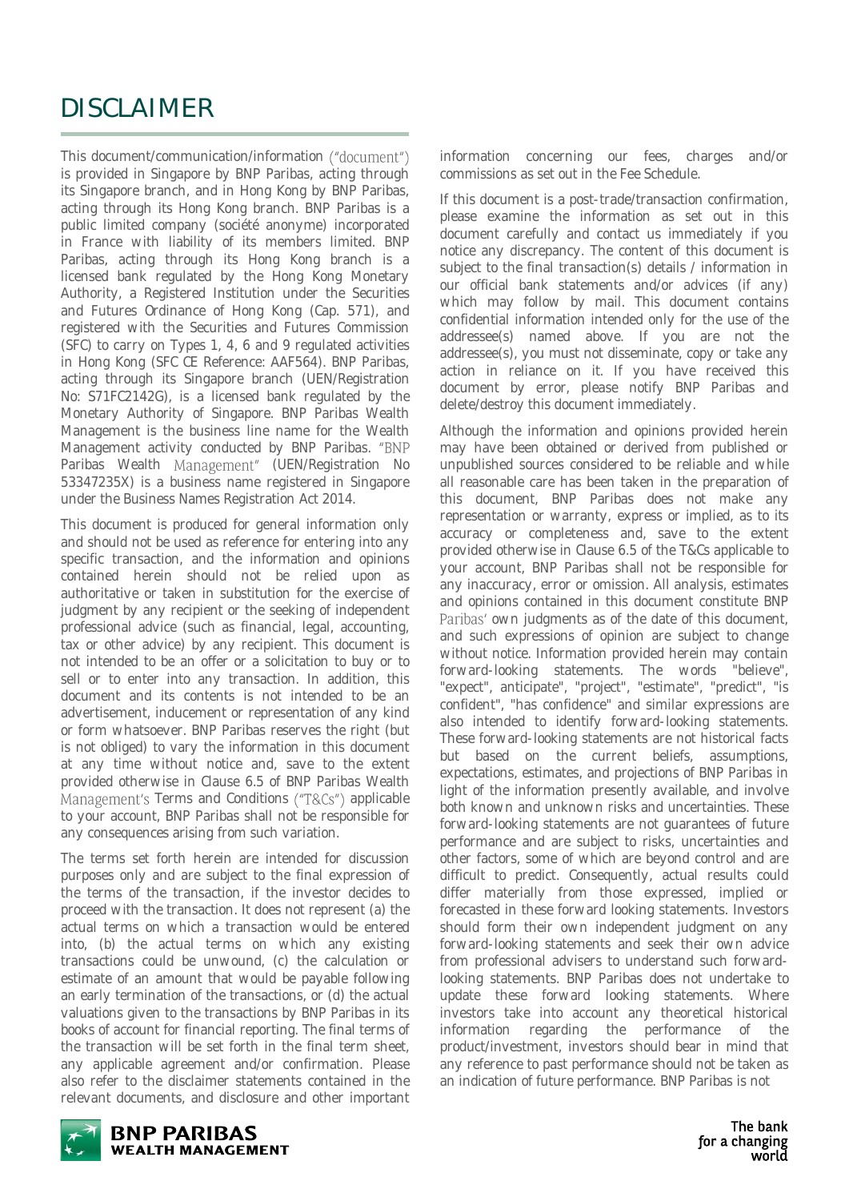# DISCLAIMER

This document/communication/information ("document") is provided in Singapore by BNP Paribas, acting through its Singapore branch, and in Hong Kong by BNP Paribas, acting through its Hong Kong branch. BNP Paribas is a public limited company (société anonyme) incorporated in France with liability of its members limited. BNP Paribas, acting through its Hong Kong branch is a licensed bank regulated by the Hong Kong Monetary Authority, a Registered Institution under the Securities and Futures Ordinance of Hong Kong (Cap. 571), and registered with the Securities and Futures Commission (SFC) to carry on Types 1, 4, 6 and 9 regulated activities in Hong Kong (SFC CE Reference: AAF564). BNP Paribas, acting through its Singapore branch (UEN/Registration No: S71FC2142G), is a licensed bank regulated by the Monetary Authority of Singapore. BNP Paribas Wealth Management is the business line name for the Wealth Management activity conducted by BNP Paribas. "BNP Paribas Wealth Management" (UEN/Registration No 53347235X) is a business name registered in Singapore under the Business Names Registration Act 2014.

This document is produced for general information only and should not be used as reference for entering into any specific transaction, and the information and opinions contained herein should not be relied upon as authoritative or taken in substitution for the exercise of judgment by any recipient or the seeking of independent professional advice (such as financial, legal, accounting, tax or other advice) by any recipient. This document is not intended to be an offer or a solicitation to buy or to sell or to enter into any transaction. In addition, this document and its contents is not intended to be an advertisement, inducement or representation of any kind or form whatsoever. BNP Paribas reserves the right (but is not obliged) to vary the information in this document at any time without notice and, save to the extent provided otherwise in Clause 6.5 of BNP Paribas Wealth Management's Terms and Conditions ("T&Cs") applicable to your account, BNP Paribas shall not be responsible for any consequences arising from such variation.

The terms set forth herein are intended for discussion purposes only and are subject to the final expression of the terms of the transaction, if the investor decides to proceed with the transaction. It does not represent (a) the actual terms on which a transaction would be entered into, (b) the actual terms on which any existing transactions could be unwound, (c) the calculation or estimate of an amount that would be payable following an early termination of the transactions, or (d) the actual valuations given to the transactions by BNP Paribas in its books of account for financial reporting. The final terms of the transaction will be set forth in the final term sheet, any applicable agreement and/or confirmation. Please also refer to the disclaimer statements contained in the relevant documents, and disclosure and other important information concerning our fees, charges and/or commissions as set out in the Fee Schedule.

If this document is a post-trade/transaction confirmation, please examine the information as set out in this document carefully and contact us immediately if you notice any discrepancy. The content of this document is subject to the final transaction(s) details / information in our official bank statements and/or advices (if any) which may follow by mail. This document contains confidential information intended only for the use of the addressee(s) named above. If you are not the addressee(s), you must not disseminate, copy or take any action in reliance on it. If you have received this document by error, please notify BNP Paribas and delete/destroy this document immediately.

Although the information and opinions provided herein may have been obtained or derived from published or unpublished sources considered to be reliable and while all reasonable care has been taken in the preparation of this document, BNP Paribas does not make any representation or warranty, express or implied, as to its accuracy or completeness and, save to the extent provided otherwise in Clause 6.5 of the T&Cs applicable to your account, BNP Paribas shall not be responsible for any inaccuracy, error or omission. All analysis, estimates and opinions contained in this document constitute BNP Paribas' own judgments as of the date of this document, and such expressions of opinion are subject to change without notice. Information provided herein may contain forward-looking statements. The words "believe", "expect", anticipate", "project", "estimate", "predict", "is confident", "has confidence" and similar expressions are also intended to identify forward-looking statements. These forward-looking statements are not historical facts but based on the current beliefs, assumptions, expectations, estimates, and projections of BNP Paribas in light of the information presently available, and involve both known and unknown risks and uncertainties. These forward-looking statements are not guarantees of future performance and are subject to risks, uncertainties and other factors, some of which are beyond control and are difficult to predict. Consequently, actual results could differ materially from those expressed, implied or forecasted in these forward looking statements. Investors should form their own independent judgment on any forward-looking statements and seek their own advice from professional advisers to understand such forward-looking statements. BNP Paribas does not undertake to update these forward looking statements. Where investors take into account any theoretical historical information regarding the performance of the product/investment, investors should bear in mind that any reference to past performance should not be taken as an indication of future performance. BNP Paribas is not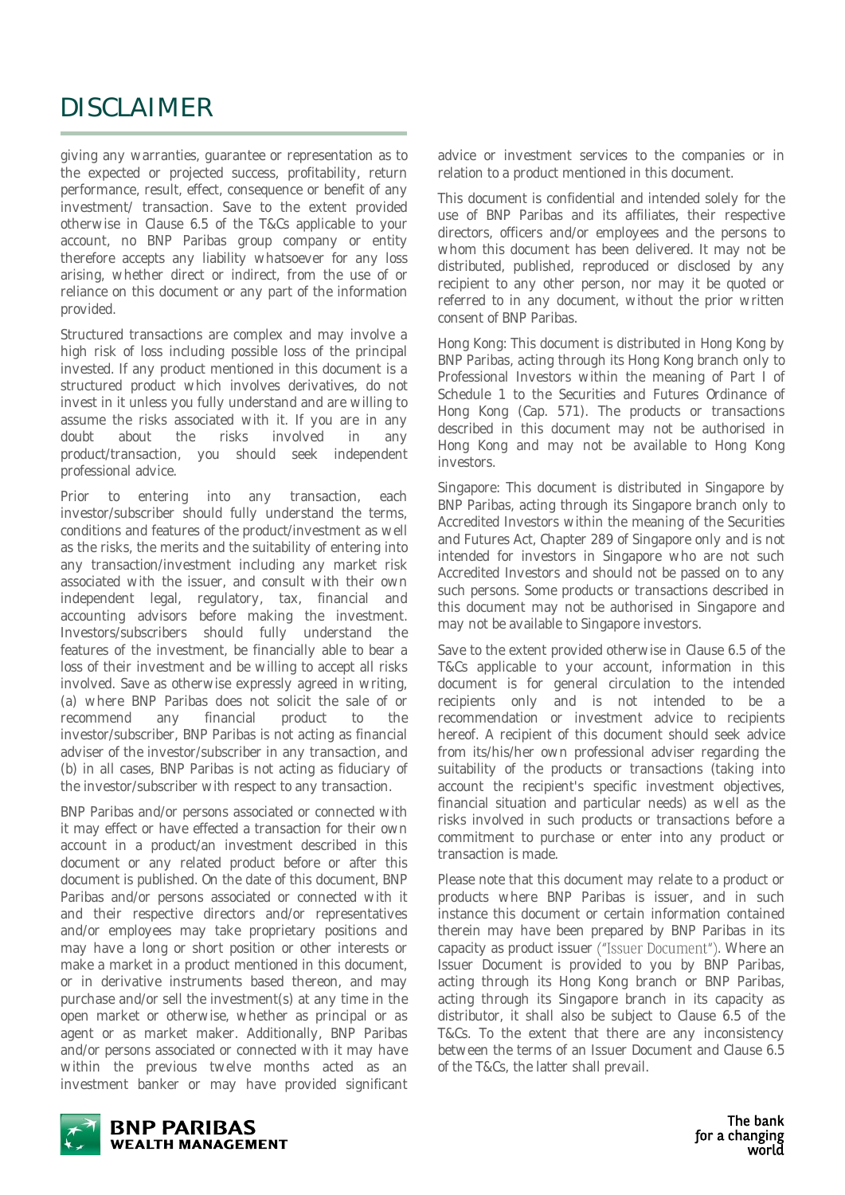# DISCLAIMER

giving any warranties, guarantee or representation as to the expected or projected success, profitability, return performance, result, effect, consequence or benefit of any investment/ transaction. Save to the extent provided otherwise in Clause 6.5 of the T&Cs applicable to your account, no BNP Paribas group company or entity therefore accepts any liability whatsoever for any loss arising, whether direct or indirect, from the use of or reliance on this document or any part of the information provided.

Structured transactions are complex and may involve a high risk of loss including possible loss of the principal invested. If any product mentioned in this document is a structured product which involves derivatives, do not invest in it unless you fully understand and are willing to assume the risks associated with it. If you are in any doubt about the risks involved in any product/transaction, you should seek independent professional advice.

Prior to entering into any transaction, each investor/subscriber should fully understand the terms, conditions and features of the product/investment as well as the risks, the merits and the suitability of entering into any transaction/investment including any market risk associated with the issuer, and consult with their own independent legal, regulatory, tax, financial and accounting advisors before making the investment. Investors/subscribers should fully understand the features of the investment, be financially able to bear a loss of their investment and be willing to accept all risks involved. Save as otherwise expressly agreed in writing, (a) where BNP Paribas does not solicit the sale of or recommend any financial product to the investor/subscriber, BNP Paribas is not acting as financial adviser of the investor/subscriber in any transaction, and (b) in all cases, BNP Paribas is not acting as fiduciary of the investor/subscriber with respect to any transaction.

BNP Paribas and/or persons associated or connected with it may effect or have effected a transaction for their own account in a product/an investment described in this document or any related product before or after this document is published. On the date of this document, BNP Paribas and/or persons associated or connected with it and their respective directors and/or representatives and/or employees may take proprietary positions and may have a long or short position or other interests or make a market in a product mentioned in this document, or in derivative instruments based thereon, and may purchase and/or sell the investment(s) at any time in the open market or otherwise, whether as principal or as agent or as market maker. Additionally, BNP Paribas and/or persons associated or connected with it may have within the previous twelve months acted as an investment banker or may have provided significant advice or investment services to the companies or in relation to a product mentioned in this document.

This document is confidential and intended solely for the use of BNP Paribas and its affiliates, their respective directors, officers and/or employees and the persons to whom this document has been delivered. It may not be distributed, published, reproduced or disclosed by any recipient to any other person, nor may it be quoted or referred to in any document, without the prior written consent of BNP Paribas.

Hong Kong: This document is distributed in Hong Kong by BNP Paribas, acting through its Hong Kong branch only to Professional Investors within the meaning of Part I of Schedule 1 to the Securities and Futures Ordinance of Hong Kong (Cap. 571). The products or transactions described in this document may not be authorised in Hong Kong and may not be available to Hong Kong investors.

Singapore: This document is distributed in Singapore by BNP Paribas, acting through its Singapore branch only to Accredited Investors within the meaning of the Securities and Futures Act, Chapter 289 of Singapore only and is not intended for investors in Singapore who are not such Accredited Investors and should not be passed on to any such persons. Some products or transactions described in this document may not be authorised in Singapore and may not be available to Singapore investors.

Save to the extent provided otherwise in Clause 6.5 of the T&Cs applicable to your account, information in this document is for general circulation to the intended recipients only and is not intended to be a recommendation or investment advice to recipients hereof. A recipient of this document should seek advice from its/his/her own professional adviser regarding the suitability of the products or transactions (taking into account the recipient's specific investment objectives, financial situation and particular needs) as well as the risks involved in such products or transactions before a commitment to purchase or enter into any product or transaction is made.

Please note that this document may relate to a product or products where BNP Paribas is issuer, and in such instance this document or certain information contained therein may have been prepared by BNP Paribas in its capacity as product issuer ("Issuer Document"). Where an Issuer Document is provided to you by BNP Paribas, acting through its Hong Kong branch or BNP Paribas, acting through its Singapore branch in its capacity as distributor, it shall also be subject to Clause 6.5 of the T&Cs. To the extent that there are any inconsistency between the terms of an Issuer Document and Clause 6.5 of the T&Cs, the latter shall prevail.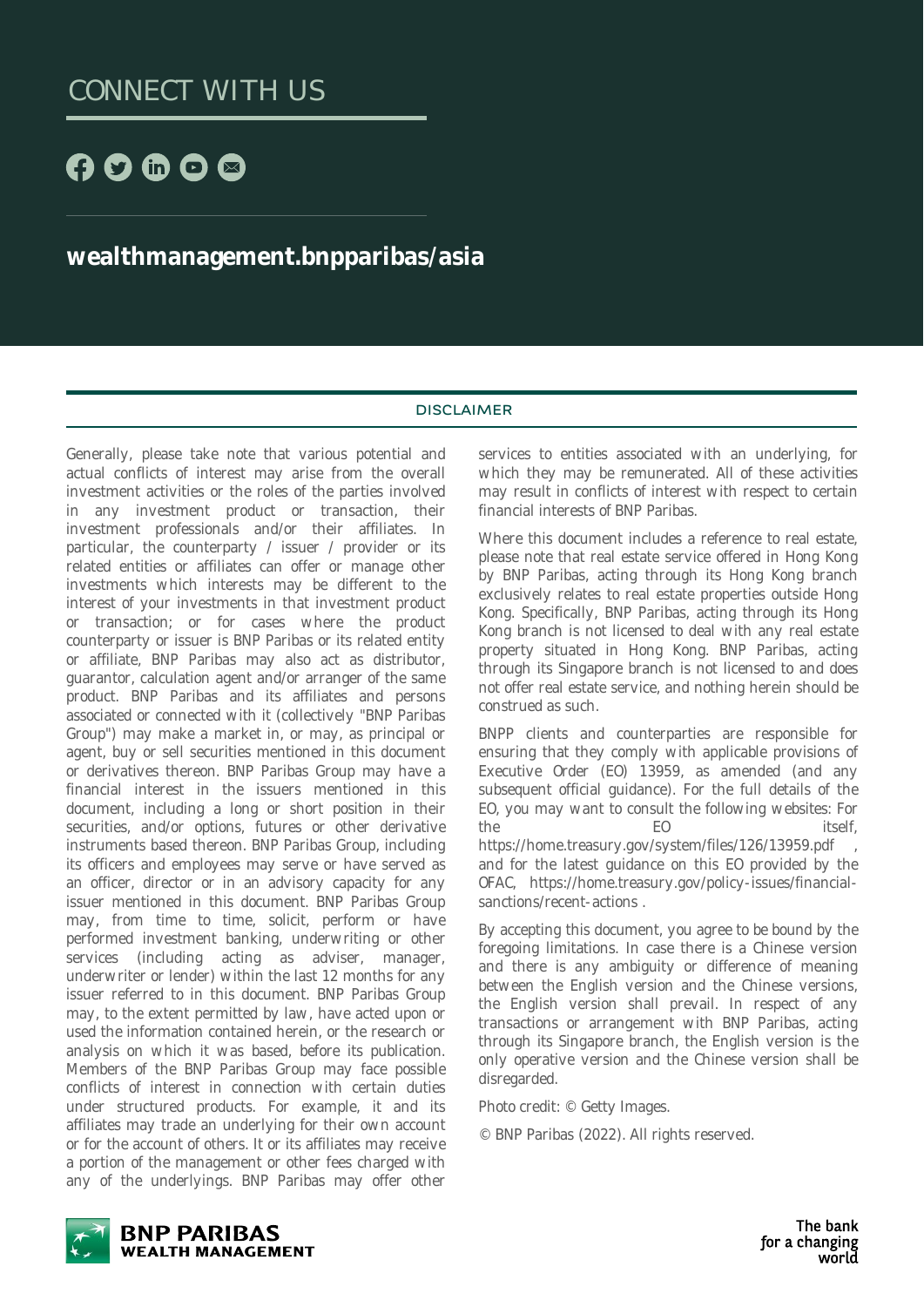## CONNECT WITH US

**wealthmanagement.bnpparibas/asia**

### DISCLAIMER

Generally, please take note that various potential and actual conflicts of interest may arise from the overall investment activities or the roles of the parties involved in any investment product or transaction, their investment professionals and/or their affiliates. In particular, the counterparty / issuer / provider or its related entities or affiliates can offer or manage other investments which interests may be different to the interest of your investments in that investment product or transaction; or for cases where the product counterparty or issuer is BNP Paribas or its related entity or affiliate, BNP Paribas may also act as distributor, guarantor, calculation agent and/or arranger of the same product. BNP Paribas and its affiliates and persons associated or connected with it (collectively "BNP Paribas Group") may make a market in, or may, as principal or agent, buy or sell securities mentioned in this document or derivatives thereon. BNP Paribas Group may have a financial interest in the issuers mentioned in this document, including a long or short position in their securities, and/or options, futures or other derivative instruments based thereon. BNP Paribas Group, including its officers and employees may serve or have served as an officer, director or in an advisory capacity for any issuer mentioned in this document. BNP Paribas Group may, from time to time, solicit, perform or have performed investment banking, underwriting or other services (including acting as adviser, manager, underwriter or lender) within the last 12 months for any issuer referred to in this document. BNP Paribas Group may, to the extent permitted by law, have acted upon or used the information contained herein, or the research or analysis on which it was based, before its publication. Members of the BNP Paribas Group may face possible conflicts of interest in connection with certain duties under structured products. For example, it and its affiliates may trade an underlying for their own account or for the account of others. It or its affiliates may receive a portion of the management or other fees charged with any of the underlyings. BNP Paribas may offer other services to entities associated with an underlying, for which they may be remunerated. All of these activities may result in conflicts of interest with respect to certain financial interests of BNP Paribas.

Where this document includes a reference to real estate, please note that real estate service offered in Hong Kong by BNP Paribas, acting through its Hong Kong branch exclusively relates to real estate properties outside Hong Kong. Specifically, BNP Paribas, acting through its Hong Kong branch is not licensed to deal with any real estate property situated in Hong Kong. BNP Paribas, acting through its Singapore branch is not licensed to and does not offer real estate service, and nothing herein should be construed as such.

BNPP clients and counterparties are responsible for ensuring that they comply with applicable provisions of Executive Order (EO) 13959, as amended (and any subsequent official guidance). For the full details of the EO, you may want to consult the following websites: For the EO itself, https://home.treasury.gov/system/files/126/13959.pdf , and for the latest guidance on this EO provided by the OFAC, https://home.treasury.gov/policy-issues/financial-sanctions/recent-actions .

By accepting this document, you agree to be bound by the foregoing limitations. In case there is a Chinese version and there is any ambiguity or difference of meaning between the English version and the Chinese versions, the English version shall prevail. In respect of any transactions or arrangement with BNP Paribas, acting through its Singapore branch, the English version is the only operative version and the Chinese version shall be disregarded.

Photo credit: © Getty Images.

© BNP Paribas (2022). All rights reserved.

BNP PARIBAS WEALTH MANAGEMENT

The bank for a changing world